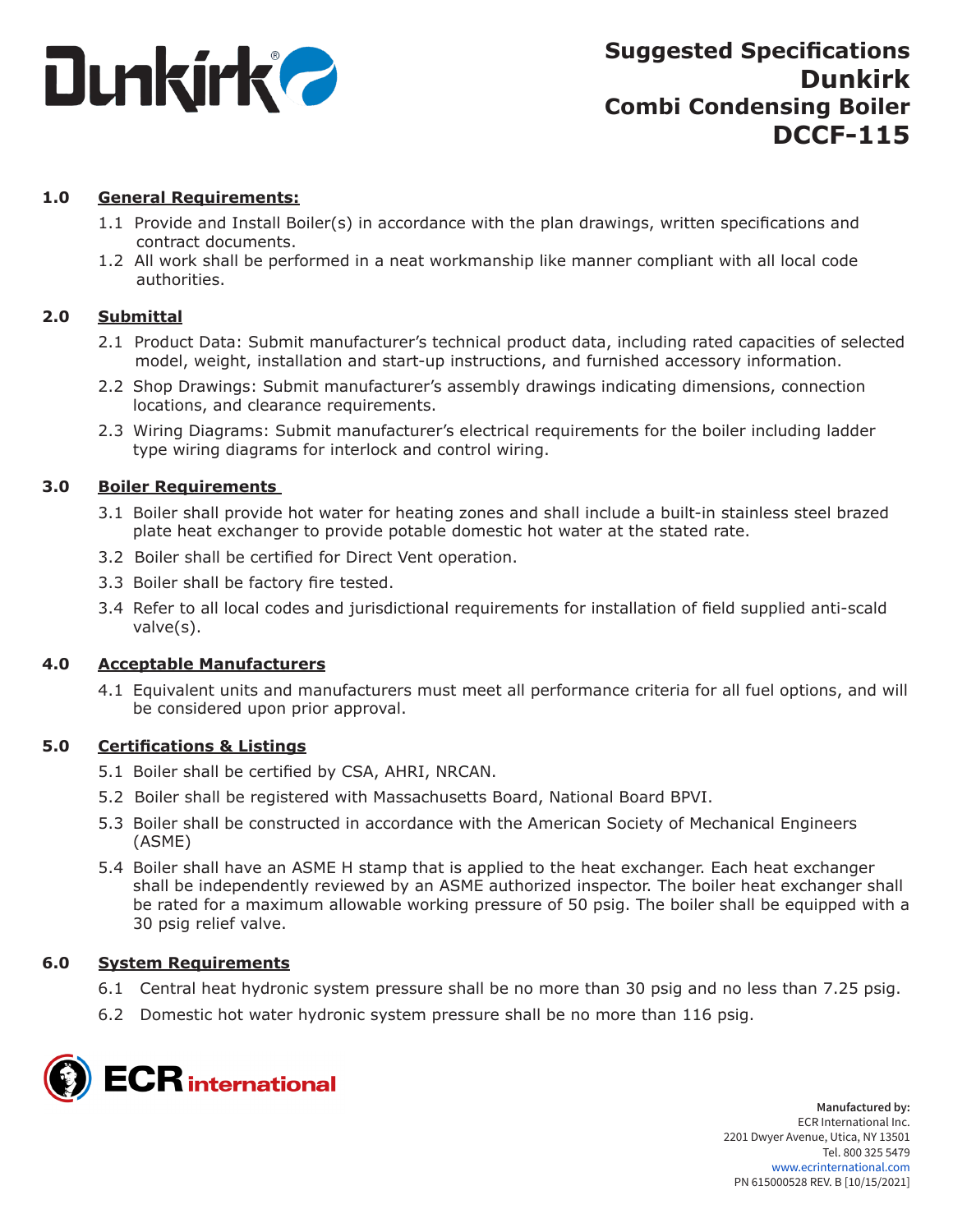# Suggested Specifications Dunkirk Combi Condensing Boiler DCCF-115

## 1.0 General Requirements:

1.1 Provide and Install Boiler(s) in accordance with the plan drawings, written specifications and contract documents.

1.2 All work shall be performed in a neat workmanship like manner compliant with all local code authorities.

## 2.0 Submittal

2.1 Product Data: Submit manufacturer's technical product data, including rated capacities of selected model, weight, installation and start-up instructions, and furnished accessory information.

2.2 Shop Drawings: Submit manufacturer's assembly drawings indicating dimensions, connection locations, and clearance requirements.

2.3 Wiring Diagrams: Submit manufacturer's electrical requirements for the boiler including ladder type wiring diagrams for interlock and control wiring.

## 3.0 Boiler Requirements

3.1 Boiler shall provide hot water for heating zones and shall include a built-in stainless steel brazed plate heat exchanger to provide potable domestic hot water at the stated rate.

3.2 Boiler shall be certified for Direct Vent operation.

3.3 Boiler shall be factory fire tested.

3.4 Refer to all local codes and jurisdictional requirements for installation of field supplied anti-scald valve(s).

## 4.0 Acceptable Manufacturers

4.1 Equivalent units and manufacturers must meet all performance criteria for all fuel options, and will be considered upon prior approval.

## 5.0 Certifications & Listings

5.1 Boiler shall be certified by CSA, AHRI, NRCAN.

5.2 Boiler shall be registered with Massachusetts Board, National Board BPVI.

5.3 Boiler shall be constructed in accordance with the American Society of Mechanical Engineers (ASME)

5.4 Boiler shall have an ASME H stamp that is applied to the heat exchanger. Each heat exchanger shall be independently reviewed by an ASME authorized inspector. The boiler heat exchanger shall be rated for a maximum allowable working pressure of 50 psig. The boiler shall be equipped with a 30 psig relief valve.

## 6.0 System Requirements

6.1 Central heat hydronic system pressure shall be no more than 30 psig and no less than 7.25 psig.

6.2 Domestic hot water hydronic system pressure shall be no more than 116 psig.

**Manufactured by:**
ECR International Inc.
2201 Dwyer Avenue, Utica, NY 13501
Tel. 800 325 5479
www.ecrinternational.com
PN 615000528 REV. B [10/15/2021]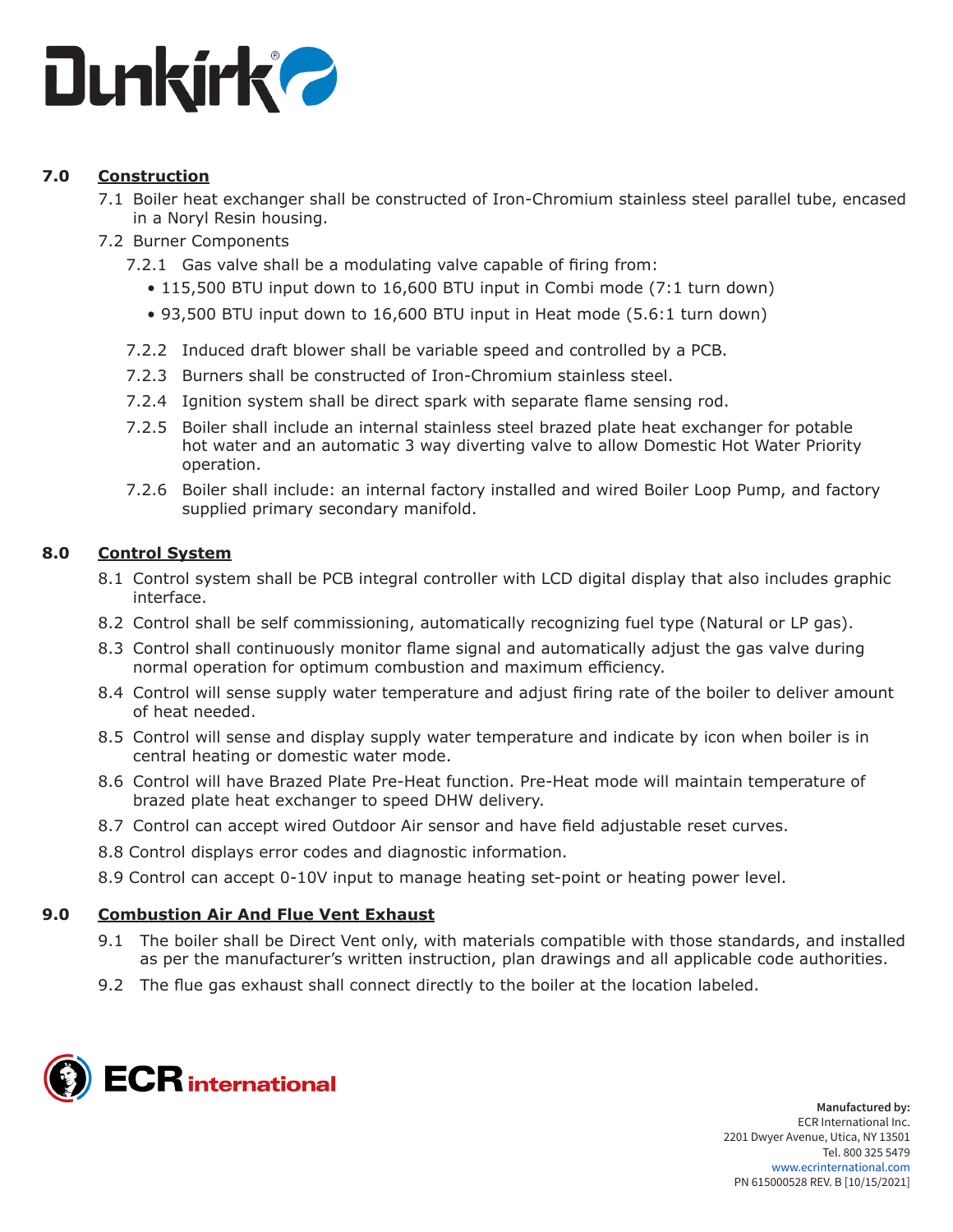## 7.0 Construction

7.1 Boiler heat exchanger shall be constructed of Iron-Chromium stainless steel parallel tube, encased in a Noryl Resin housing.

7.2 Burner Components

7.2.1 Gas valve shall be a modulating valve capable of firing from:

- 115,500 BTU input down to 16,600 BTU input in Combi mode (7:1 turn down)
- 93,500 BTU input down to 16,600 BTU input in Heat mode (5.6:1 turn down)

7.2.2 Induced draft blower shall be variable speed and controlled by a PCB.

7.2.3 Burners shall be constructed of Iron-Chromium stainless steel.

7.2.4 Ignition system shall be direct spark with separate flame sensing rod.

7.2.5 Boiler shall include an internal stainless steel brazed plate heat exchanger for potable hot water and an automatic 3 way diverting valve to allow Domestic Hot Water Priority operation.

7.2.6 Boiler shall include: an internal factory installed and wired Boiler Loop Pump, and factory supplied primary secondary manifold.

## 8.0 Control System

8.1 Control system shall be PCB integral controller with LCD digital display that also includes graphic interface.

8.2 Control shall be self commissioning, automatically recognizing fuel type (Natural or LP gas).

8.3 Control shall continuously monitor flame signal and automatically adjust the gas valve during normal operation for optimum combustion and maximum efficiency.

8.4 Control will sense supply water temperature and adjust firing rate of the boiler to deliver amount of heat needed.

8.5 Control will sense and display supply water temperature and indicate by icon when boiler is in central heating or domestic water mode.

8.6 Control will have Brazed Plate Pre-Heat function. Pre-Heat mode will maintain temperature of brazed plate heat exchanger to speed DHW delivery.

8.7 Control can accept wired Outdoor Air sensor and have field adjustable reset curves.

8.8 Control displays error codes and diagnostic information.

8.9 Control can accept 0-10V input to manage heating set-point or heating power level.

## 9.0 Combustion Air And Flue Vent Exhaust

9.1 The boiler shall be Direct Vent only, with materials compatible with those standards, and installed as per the manufacturer's written instruction, plan drawings and all applicable code authorities.

9.2 The flue gas exhaust shall connect directly to the boiler at the location labeled.

**Manufactured by:**
ECR International Inc.
2201 Dwyer Avenue, Utica, NY 13501
Tel. 800 325 5479
www.ecrinternational.com
PN 615000528 REV. B [10/15/2021]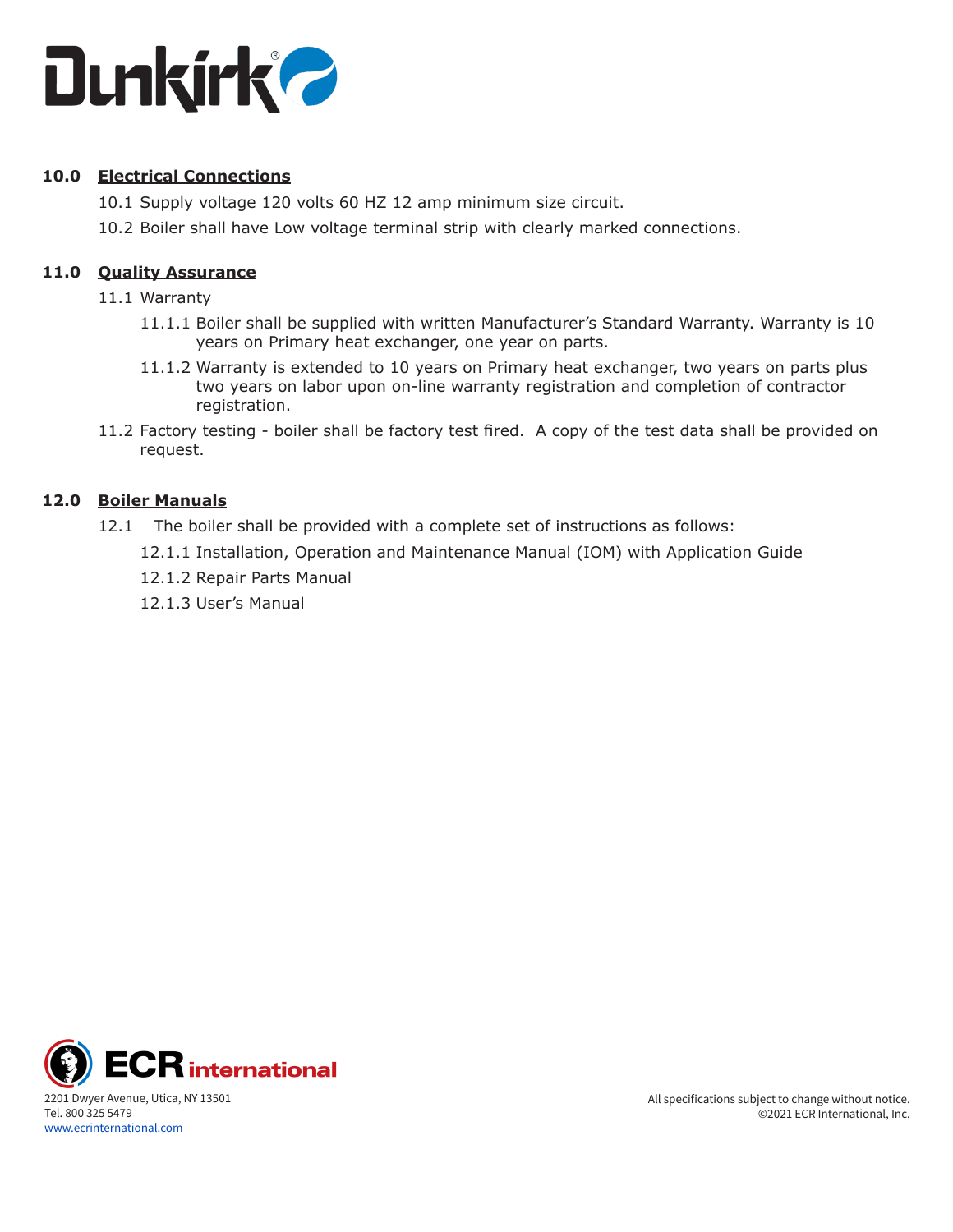## 10.0 Electrical Connections

10.1 Supply voltage 120 volts 60 HZ 12 amp minimum size circuit.

10.2 Boiler shall have Low voltage terminal strip with clearly marked connections.

## 11.0 Quality Assurance

11.1 Warranty

11.1.1 Boiler shall be supplied with written Manufacturer's Standard Warranty. Warranty is 10 years on Primary heat exchanger, one year on parts.

11.1.2 Warranty is extended to 10 years on Primary heat exchanger, two years on parts plus two years on labor upon on-line warranty registration and completion of contractor registration.

11.2 Factory testing - boiler shall be factory test fired. A copy of the test data shall be provided on request.

## 12.0 Boiler Manuals

12.1 The boiler shall be provided with a complete set of instructions as follows:

12.1.1 Installation, Operation and Maintenance Manual (IOM) with Application Guide

12.1.2 Repair Parts Manual

12.1.3 User's Manual

2201 Dwyer Avenue, Utica, NY 13501
Tel. 800 325 5479
www.ecrinternational.com

All specifications subject to change without notice.
©2021 ECR International, Inc.